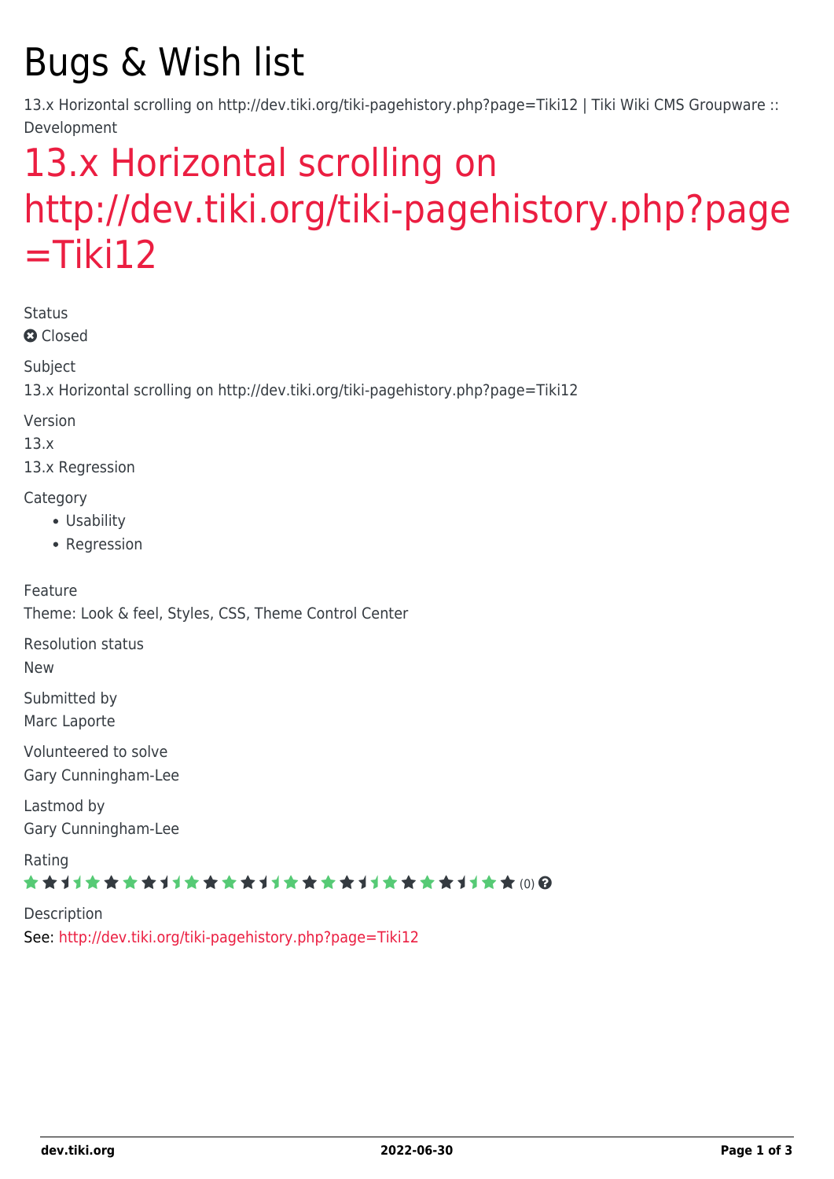# Bugs & Wish list

13.x Horizontal scrolling on http://dev.tiki.org/tiki-pagehistory.php?page=Tiki12 | Tiki Wiki CMS Groupware :: Development

## 13.x Horizontal scrolling on http://dev.tiki.org/tiki-pagehistory.php?page=Tiki12

Status

Closed

Subject

13.x Horizontal scrolling on http://dev.tiki.org/tiki-pagehistory.php?page=Tiki12

Version

13.x

13.x Regression

Category

- Usability
- Regression

Feature

Theme: Look & feel, Styles, CSS, Theme Control Center

Resolution status

New

Submitted by

Marc Laporte

Volunteered to solve

Gary Cunningham-Lee

Lastmod by

Gary Cunningham-Lee

Rating

(0)

Description

See: http://dev.tiki.org/tiki-pagehistory.php?page=Tiki12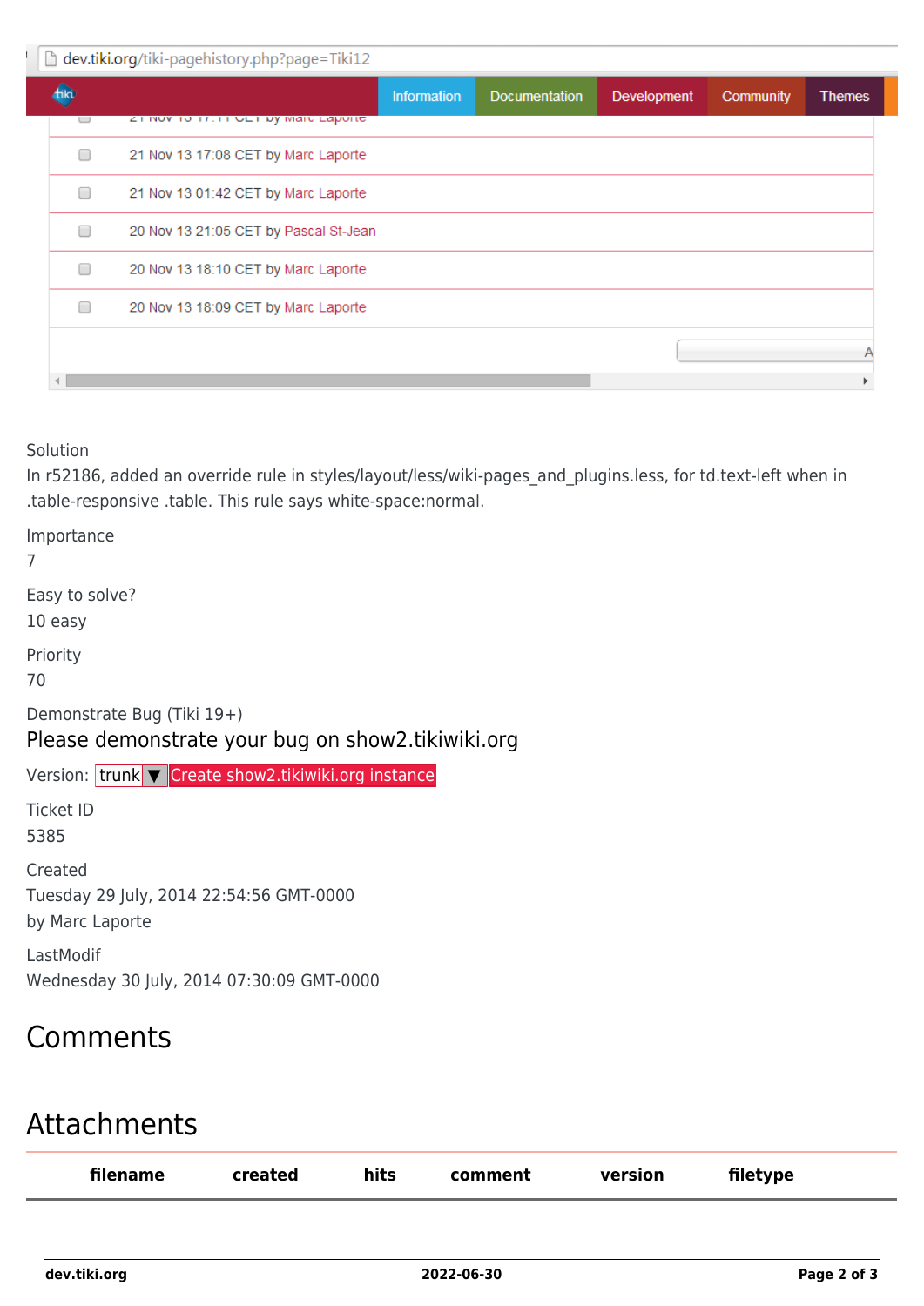Solution
In r52186, added an override rule in styles/layout/less/wiki-pages_and_plugins.less, for td.text-left when in .table-responsive .table. This rule says white-space:normal.

Importance
7

Easy to solve?
10 easy

Priority
70

Demonstrate Bug (Tiki 19+)

Please demonstrate your bug on show2.tikiwiki.org

Version: trunk ▼ Create show2.tikiwiki.org instance

Ticket ID
5385

Created
Tuesday 29 July, 2014 22:54:56 GMT-0000
by Marc Laporte

LastModif
Wednesday 30 July, 2014 07:30:09 GMT-0000

# Comments

# Attachments

| filename | created | hits | comment | version | filetype |
|---|---|---|---|---|---|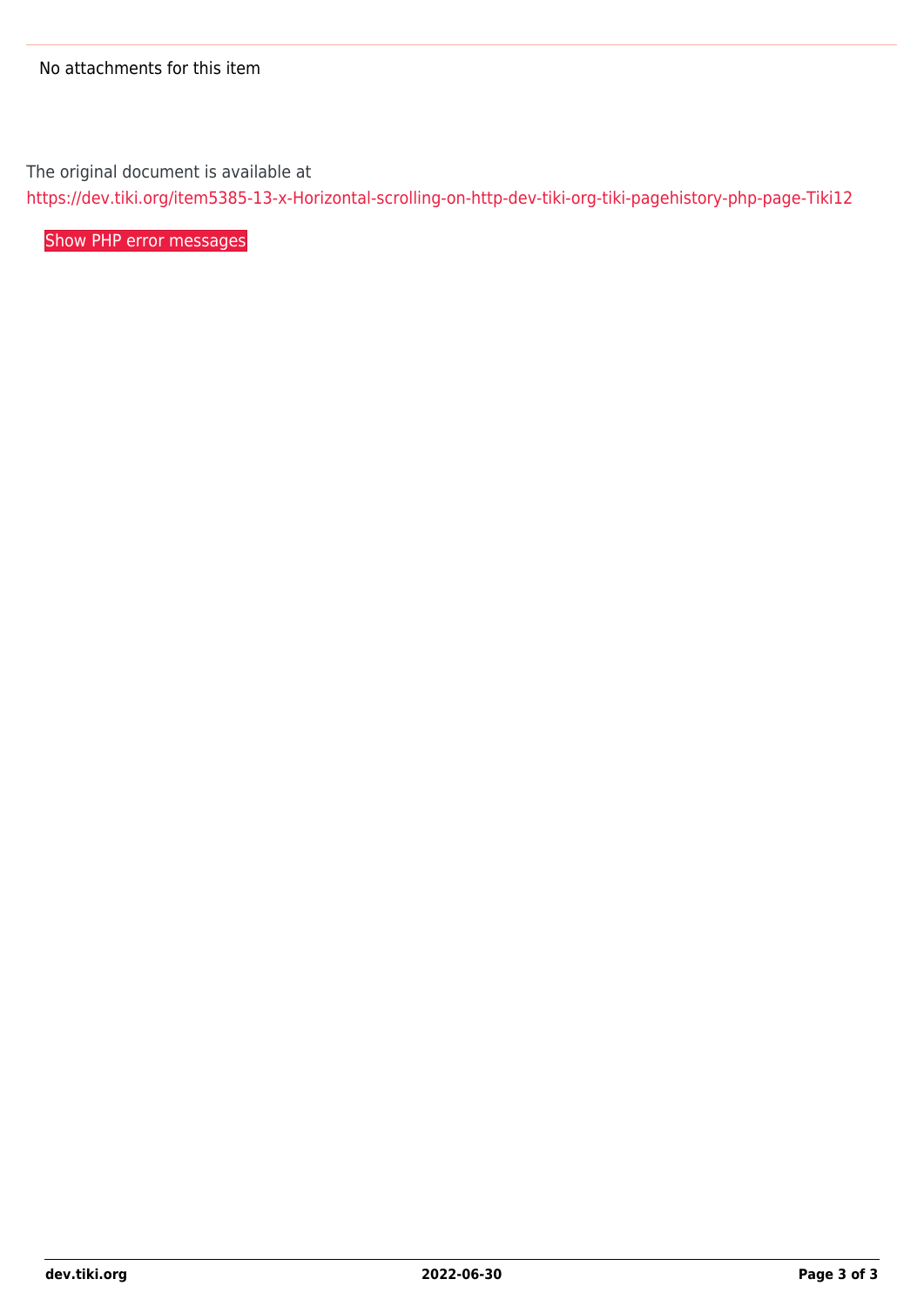No attachments for this item

The original document is available at
https://dev.tiki.org/item5385-13-x-Horizontal-scrolling-on-http-dev-tiki-org-tiki-pagehistory-php-page-Tiki12

Show PHP error messages